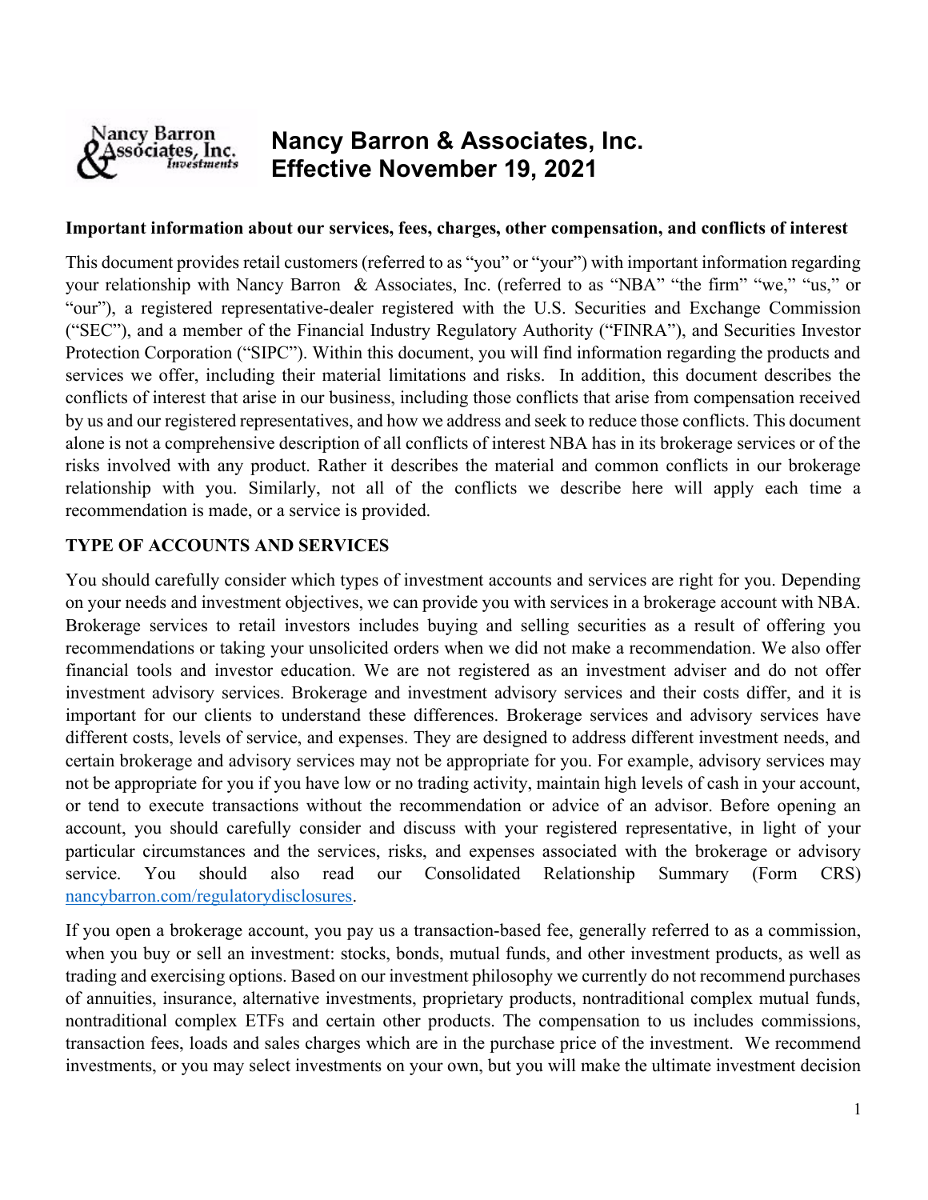# Nancy Barron & Associates, Inc.
# Effective November 19, 2021

**Important information about our services, fees, charges, other compensation, and conflicts of interest**

This document provides retail customers (referred to as "you" or "your") with important information regarding your relationship with Nancy Barron & Associates, Inc. (referred to as "NBA" "the firm" "we," "us," or "our"), a registered representative-dealer registered with the U.S. Securities and Exchange Commission ("SEC"), and a member of the Financial Industry Regulatory Authority ("FINRA"), and Securities Investor Protection Corporation ("SIPC"). Within this document, you will find information regarding the products and services we offer, including their material limitations and risks. In addition, this document describes the conflicts of interest that arise in our business, including those conflicts that arise from compensation received by us and our registered representatives, and how we address and seek to reduce those conflicts. This document alone is not a comprehensive description of all conflicts of interest NBA has in its brokerage services or of the risks involved with any product. Rather it describes the material and common conflicts in our brokerage relationship with you. Similarly, not all of the conflicts we describe here will apply each time a recommendation is made, or a service is provided.

## TYPE OF ACCOUNTS AND SERVICES

You should carefully consider which types of investment accounts and services are right for you. Depending on your needs and investment objectives, we can provide you with services in a brokerage account with NBA. Brokerage services to retail investors includes buying and selling securities as a result of offering you recommendations or taking your unsolicited orders when we did not make a recommendation. We also offer financial tools and investor education. We are not registered as an investment adviser and do not offer investment advisory services. Brokerage and investment advisory services and their costs differ, and it is important for our clients to understand these differences. Brokerage services and advisory services have different costs, levels of service, and expenses. They are designed to address different investment needs, and certain brokerage and advisory services may not be appropriate for you. For example, advisory services may not be appropriate for you if you have low or no trading activity, maintain high levels of cash in your account, or tend to execute transactions without the recommendation or advice of an advisor. Before opening an account, you should carefully consider and discuss with your registered representative, in light of your particular circumstances and the services, risks, and expenses associated with the brokerage or advisory service. You should also read our Consolidated Relationship Summary (Form CRS) [nancybarron.com/regulatorydisclosures](nancybarron.com/regulatorydisclosures).

If you open a brokerage account, you pay us a transaction-based fee, generally referred to as a commission, when you buy or sell an investment: stocks, bonds, mutual funds, and other investment products, as well as trading and exercising options. Based on our investment philosophy we currently do not recommend purchases of annuities, insurance, alternative investments, proprietary products, nontraditional complex mutual funds, nontraditional complex ETFs and certain other products. The compensation to us includes commissions, transaction fees, loads and sales charges which are in the purchase price of the investment. We recommend investments, or you may select investments on your own, but you will make the ultimate investment decision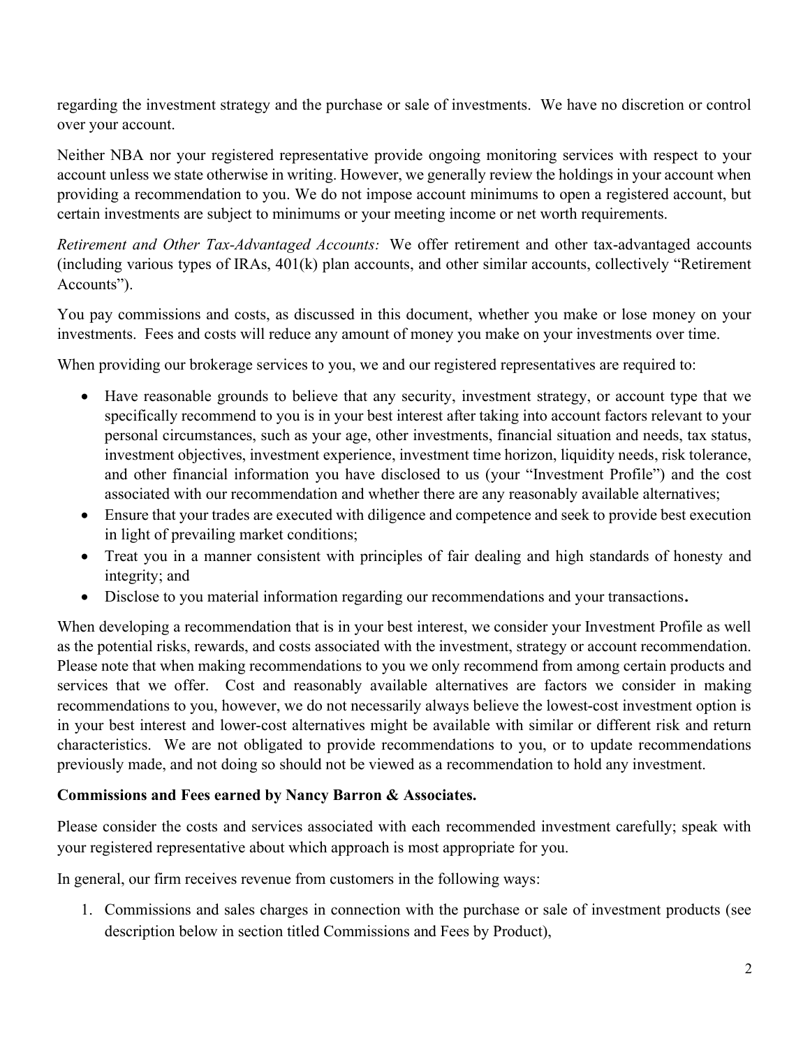regarding the investment strategy and the purchase or sale of investments. We have no discretion or control over your account.

Neither NBA nor your registered representative provide ongoing monitoring services with respect to your account unless we state otherwise in writing. However, we generally review the holdings in your account when providing a recommendation to you. We do not impose account minimums to open a registered account, but certain investments are subject to minimums or your meeting income or net worth requirements.

*Retirement and Other Tax-Advantaged Accounts:* We offer retirement and other tax-advantaged accounts (including various types of IRAs, 401(k) plan accounts, and other similar accounts, collectively "Retirement Accounts").

You pay commissions and costs, as discussed in this document, whether you make or lose money on your investments. Fees and costs will reduce any amount of money you make on your investments over time.

When providing our brokerage services to you, we and our registered representatives are required to:

- Have reasonable grounds to believe that any security, investment strategy, or account type that we specifically recommend to you is in your best interest after taking into account factors relevant to your personal circumstances, such as your age, other investments, financial situation and needs, tax status, investment objectives, investment experience, investment time horizon, liquidity needs, risk tolerance, and other financial information you have disclosed to us (your "Investment Profile") and the cost associated with our recommendation and whether there are any reasonably available alternatives;
- Ensure that your trades are executed with diligence and competence and seek to provide best execution in light of prevailing market conditions;
- Treat you in a manner consistent with principles of fair dealing and high standards of honesty and integrity; and
- Disclose to you material information regarding our recommendations and your transactions.

When developing a recommendation that is in your best interest, we consider your Investment Profile as well as the potential risks, rewards, and costs associated with the investment, strategy or account recommendation. Please note that when making recommendations to you we only recommend from among certain products and services that we offer. Cost and reasonably available alternatives are factors we consider in making recommendations to you, however, we do not necessarily always believe the lowest-cost investment option is in your best interest and lower-cost alternatives might be available with similar or different risk and return characteristics. We are not obligated to provide recommendations to you, or to update recommendations previously made, and not doing so should not be viewed as a recommendation to hold any investment.

**Commissions and Fees earned by Nancy Barron & Associates.**

Please consider the costs and services associated with each recommended investment carefully; speak with your registered representative about which approach is most appropriate for you.

In general, our firm receives revenue from customers in the following ways:

1. Commissions and sales charges in connection with the purchase or sale of investment products (see description below in section titled Commissions and Fees by Product),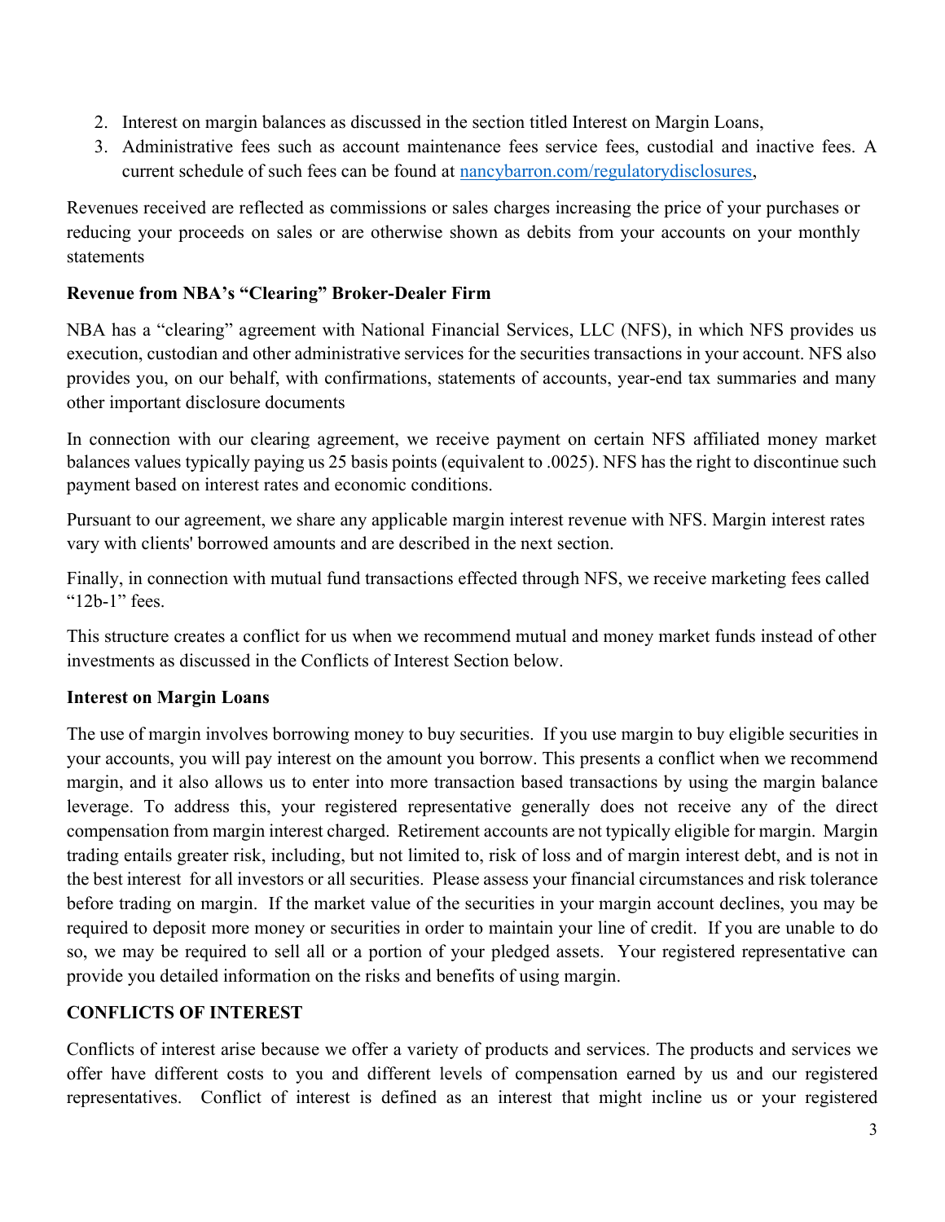2. Interest on margin balances as discussed in the section titled Interest on Margin Loans,
3. Administrative fees such as account maintenance fees service fees, custodial and inactive fees. A current schedule of such fees can be found at [nancybarron.com/regulatorydisclosures](nancybarron.com/regulatorydisclosures),

Revenues received are reflected as commissions or sales charges increasing the price of your purchases or reducing your proceeds on sales or are otherwise shown as debits from your accounts on your monthly statements

**Revenue from NBA's "Clearing" Broker-Dealer Firm**

NBA has a "clearing" agreement with National Financial Services, LLC (NFS), in which NFS provides us execution, custodian and other administrative services for the securities transactions in your account. NFS also provides you, on our behalf, with confirmations, statements of accounts, year-end tax summaries and many other important disclosure documents

In connection with our clearing agreement, we receive payment on certain NFS affiliated money market balances values typically paying us 25 basis points (equivalent to .0025). NFS has the right to discontinue such payment based on interest rates and economic conditions.

Pursuant to our agreement, we share any applicable margin interest revenue with NFS. Margin interest rates vary with clients' borrowed amounts and are described in the next section.

Finally, in connection with mutual fund transactions effected through NFS, we receive marketing fees called "12b-1" fees.

This structure creates a conflict for us when we recommend mutual and money market funds instead of other investments as discussed in the Conflicts of Interest Section below.

**Interest on Margin Loans**

The use of margin involves borrowing money to buy securities. If you use margin to buy eligible securities in your accounts, you will pay interest on the amount you borrow. This presents a conflict when we recommend margin, and it also allows us to enter into more transaction based transactions by using the margin balance leverage. To address this, your registered representative generally does not receive any of the direct compensation from margin interest charged. Retirement accounts are not typically eligible for margin. Margin trading entails greater risk, including, but not limited to, risk of loss and of margin interest debt, and is not in the best interest for all investors or all securities. Please assess your financial circumstances and risk tolerance before trading on margin. If the market value of the securities in your margin account declines, you may be required to deposit more money or securities in order to maintain your line of credit. If you are unable to do so, we may be required to sell all or a portion of your pledged assets. Your registered representative can provide you detailed information on the risks and benefits of using margin.

**CONFLICTS OF INTEREST**

Conflicts of interest arise because we offer a variety of products and services. The products and services we offer have different costs to you and different levels of compensation earned by us and our registered representatives. Conflict of interest is defined as an interest that might incline us or your registered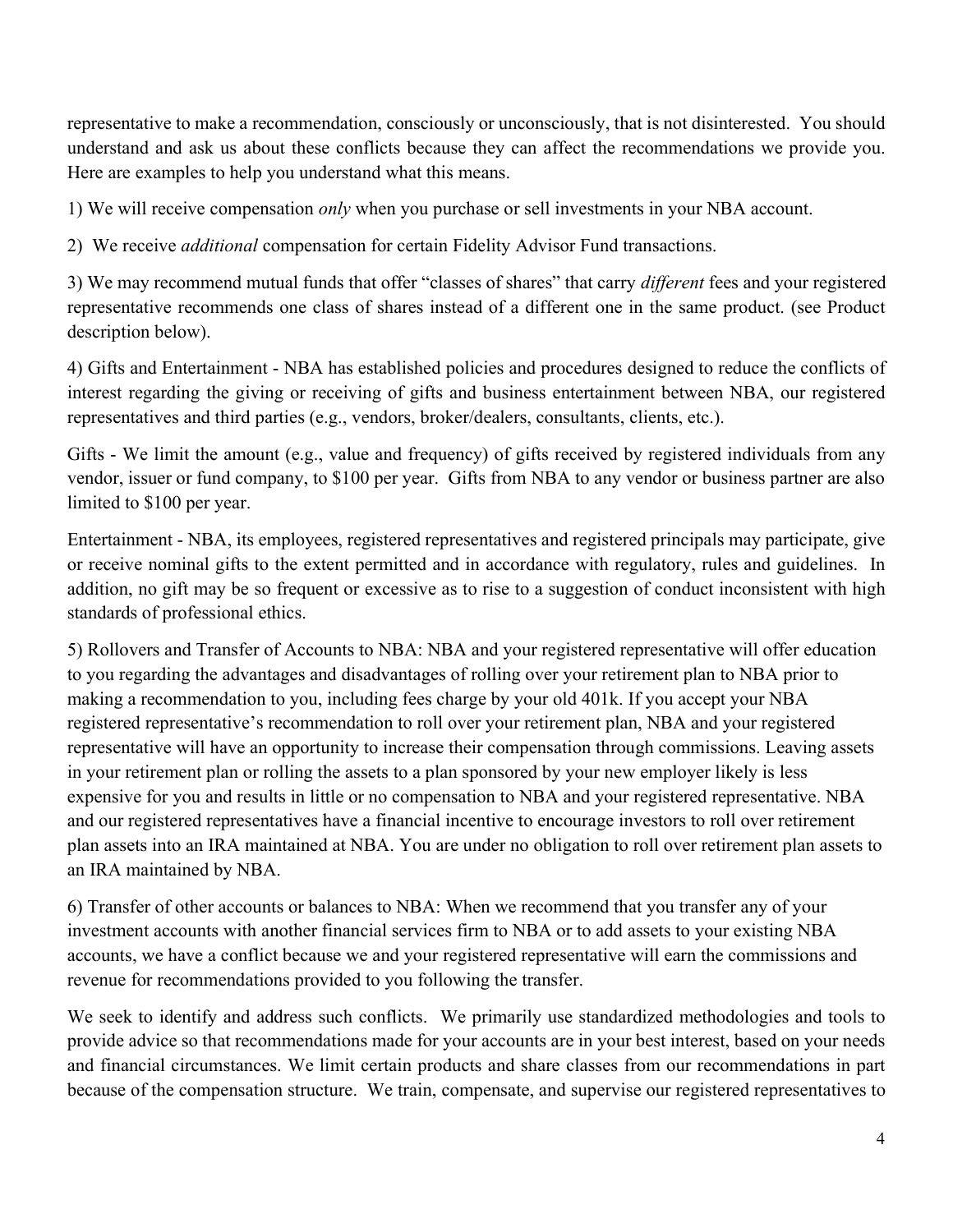representative to make a recommendation, consciously or unconsciously, that is not disinterested. You should understand and ask us about these conflicts because they can affect the recommendations we provide you. Here are examples to help you understand what this means.

1) We will receive compensation *only* when you purchase or sell investments in your NBA account.

2) We receive *additional* compensation for certain Fidelity Advisor Fund transactions.

3) We may recommend mutual funds that offer "classes of shares" that carry *different* fees and your registered representative recommends one class of shares instead of a different one in the same product. (see Product description below).

4) Gifts and Entertainment - NBA has established policies and procedures designed to reduce the conflicts of interest regarding the giving or receiving of gifts and business entertainment between NBA, our registered representatives and third parties (e.g., vendors, broker/dealers, consultants, clients, etc.).

Gifts - We limit the amount (e.g., value and frequency) of gifts received by registered individuals from any vendor, issuer or fund company, to $100 per year. Gifts from NBA to any vendor or business partner are also limited to $100 per year.

Entertainment - NBA, its employees, registered representatives and registered principals may participate, give or receive nominal gifts to the extent permitted and in accordance with regulatory, rules and guidelines. In addition, no gift may be so frequent or excessive as to rise to a suggestion of conduct inconsistent with high standards of professional ethics.

5) Rollovers and Transfer of Accounts to NBA: NBA and your registered representative will offer education to you regarding the advantages and disadvantages of rolling over your retirement plan to NBA prior to making a recommendation to you, including fees charge by your old 401k. If you accept your NBA registered representative's recommendation to roll over your retirement plan, NBA and your registered representative will have an opportunity to increase their compensation through commissions. Leaving assets in your retirement plan or rolling the assets to a plan sponsored by your new employer likely is less expensive for you and results in little or no compensation to NBA and your registered representative. NBA and our registered representatives have a financial incentive to encourage investors to roll over retirement plan assets into an IRA maintained at NBA. You are under no obligation to roll over retirement plan assets to an IRA maintained by NBA.

6) Transfer of other accounts or balances to NBA: When we recommend that you transfer any of your investment accounts with another financial services firm to NBA or to add assets to your existing NBA accounts, we have a conflict because we and your registered representative will earn the commissions and revenue for recommendations provided to you following the transfer.

We seek to identify and address such conflicts. We primarily use standardized methodologies and tools to provide advice so that recommendations made for your accounts are in your best interest, based on your needs and financial circumstances. We limit certain products and share classes from our recommendations in part because of the compensation structure. We train, compensate, and supervise our registered representatives to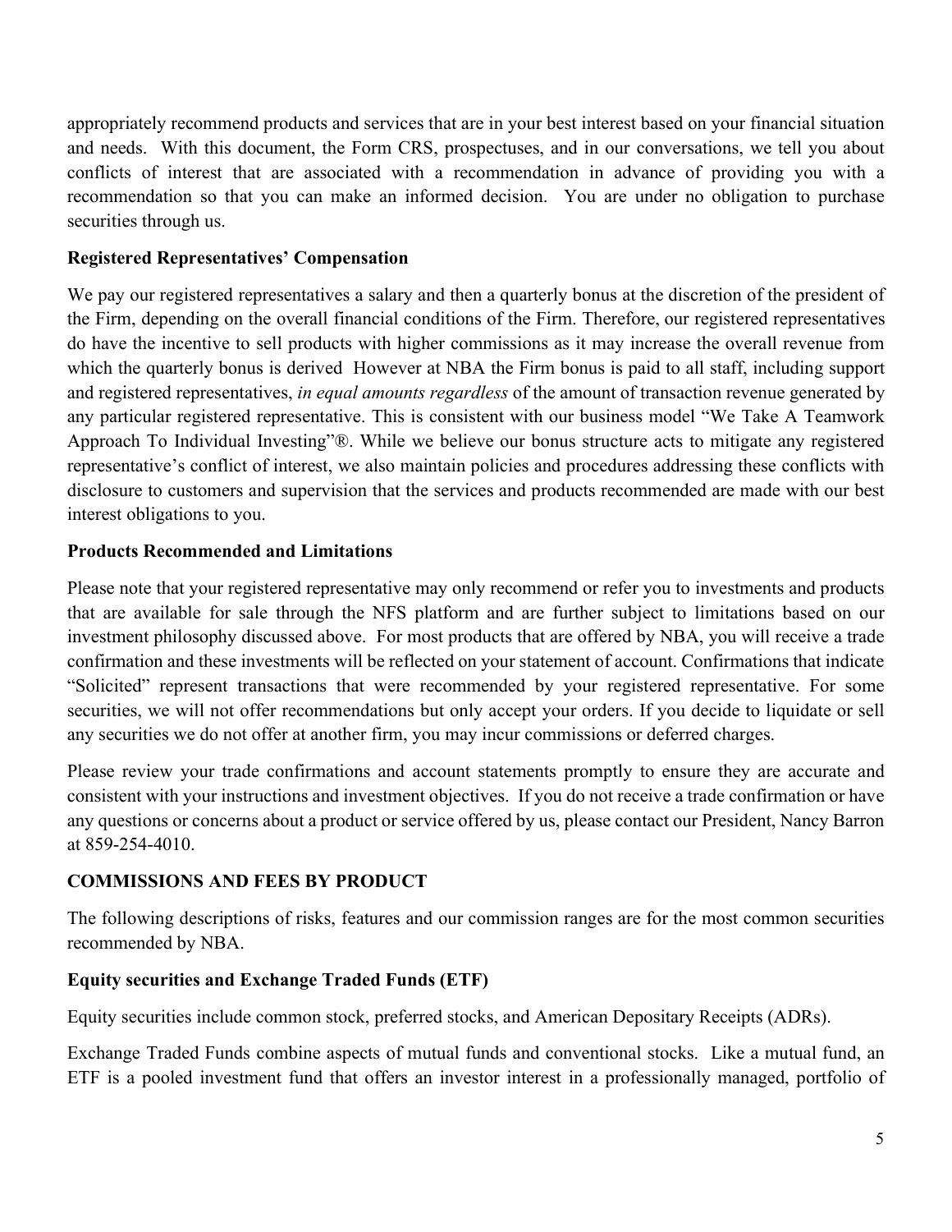appropriately recommend products and services that are in your best interest based on your financial situation and needs. With this document, the Form CRS, prospectuses, and in our conversations, we tell you about conflicts of interest that are associated with a recommendation in advance of providing you with a recommendation so that you can make an informed decision. You are under no obligation to purchase securities through us.

### Registered Representatives' Compensation

We pay our registered representatives a salary and then a quarterly bonus at the discretion of the president of the Firm, depending on the overall financial conditions of the Firm. Therefore, our registered representatives do have the incentive to sell products with higher commissions as it may increase the overall revenue from which the quarterly bonus is derived However at NBA the Firm bonus is paid to all staff, including support and registered representatives, *in equal amounts regardless* of the amount of transaction revenue generated by any particular registered representative. This is consistent with our business model "We Take A Teamwork Approach To Individual Investing"®. While we believe our bonus structure acts to mitigate any registered representative's conflict of interest, we also maintain policies and procedures addressing these conflicts with disclosure to customers and supervision that the services and products recommended are made with our best interest obligations to you.

### Products Recommended and Limitations

Please note that your registered representative may only recommend or refer you to investments and products that are available for sale through the NFS platform and are further subject to limitations based on our investment philosophy discussed above. For most products that are offered by NBA, you will receive a trade confirmation and these investments will be reflected on your statement of account. Confirmations that indicate "Solicited" represent transactions that were recommended by your registered representative. For some securities, we will not offer recommendations but only accept your orders. If you decide to liquidate or sell any securities we do not offer at another firm, you may incur commissions or deferred charges.

Please review your trade confirmations and account statements promptly to ensure they are accurate and consistent with your instructions and investment objectives. If you do not receive a trade confirmation or have any questions or concerns about a product or service offered by us, please contact our President, Nancy Barron at 859-254-4010.

## COMMISSIONS AND FEES BY PRODUCT

The following descriptions of risks, features and our commission ranges are for the most common securities recommended by NBA.

### Equity securities and Exchange Traded Funds (ETF)

Equity securities include common stock, preferred stocks, and American Depositary Receipts (ADRs).

Exchange Traded Funds combine aspects of mutual funds and conventional stocks. Like a mutual fund, an ETF is a pooled investment fund that offers an investor interest in a professionally managed, portfolio of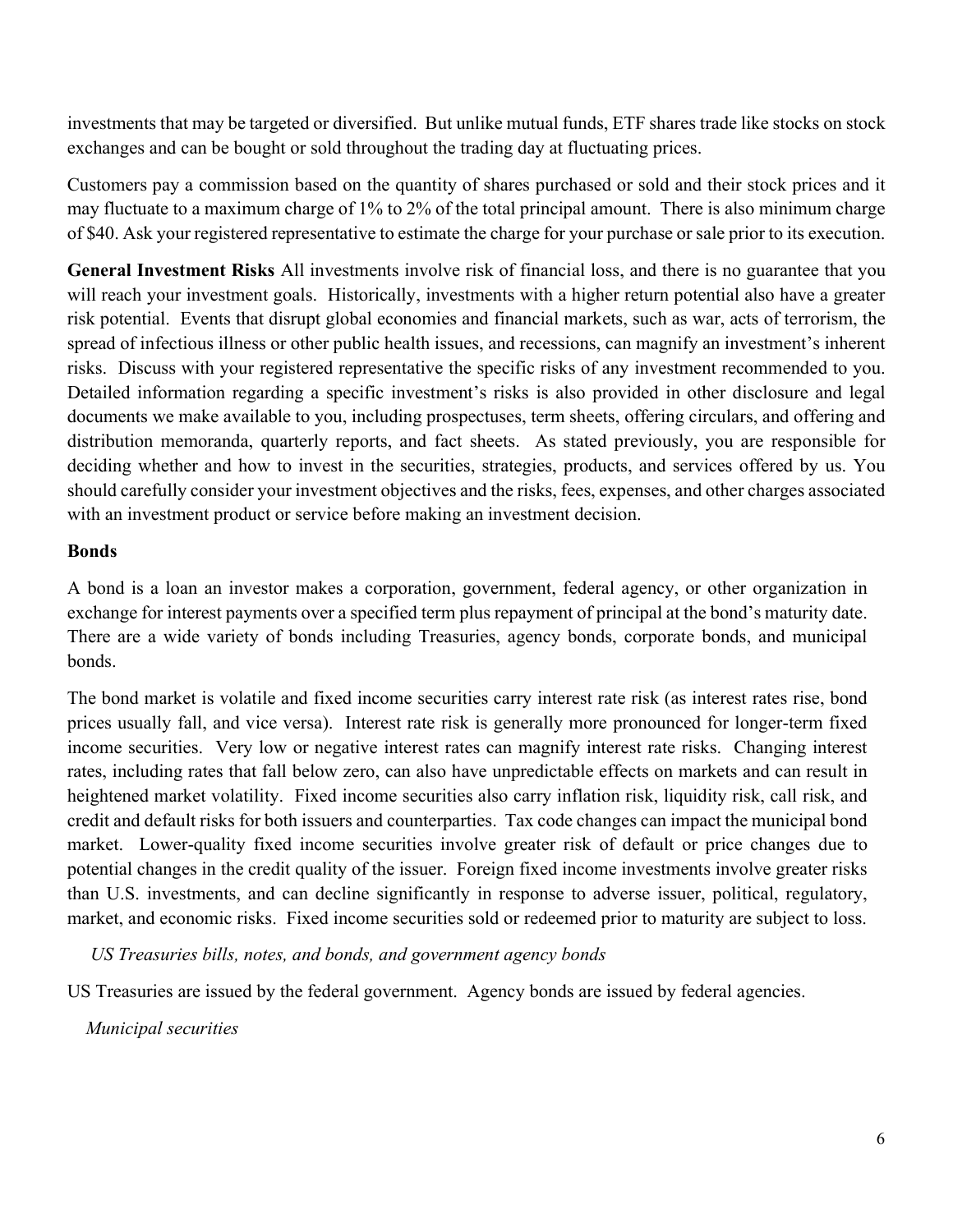investments that may be targeted or diversified. But unlike mutual funds, ETF shares trade like stocks on stock exchanges and can be bought or sold throughout the trading day at fluctuating prices.

Customers pay a commission based on the quantity of shares purchased or sold and their stock prices and it may fluctuate to a maximum charge of 1% to 2% of the total principal amount. There is also minimum charge of $40. Ask your registered representative to estimate the charge for your purchase or sale prior to its execution.

**General Investment Risks** All investments involve risk of financial loss, and there is no guarantee that you will reach your investment goals. Historically, investments with a higher return potential also have a greater risk potential. Events that disrupt global economies and financial markets, such as war, acts of terrorism, the spread of infectious illness or other public health issues, and recessions, can magnify an investment's inherent risks. Discuss with your registered representative the specific risks of any investment recommended to you. Detailed information regarding a specific investment's risks is also provided in other disclosure and legal documents we make available to you, including prospectuses, term sheets, offering circulars, and offering and distribution memoranda, quarterly reports, and fact sheets. As stated previously, you are responsible for deciding whether and how to invest in the securities, strategies, products, and services offered by us. You should carefully consider your investment objectives and the risks, fees, expenses, and other charges associated with an investment product or service before making an investment decision.

**Bonds**

A bond is a loan an investor makes a corporation, government, federal agency, or other organization in exchange for interest payments over a specified term plus repayment of principal at the bond's maturity date. There are a wide variety of bonds including Treasuries, agency bonds, corporate bonds, and municipal bonds.

The bond market is volatile and fixed income securities carry interest rate risk (as interest rates rise, bond prices usually fall, and vice versa). Interest rate risk is generally more pronounced for longer-term fixed income securities. Very low or negative interest rates can magnify interest rate risks. Changing interest rates, including rates that fall below zero, can also have unpredictable effects on markets and can result in heightened market volatility. Fixed income securities also carry inflation risk, liquidity risk, call risk, and credit and default risks for both issuers and counterparties. Tax code changes can impact the municipal bond market. Lower-quality fixed income securities involve greater risk of default or price changes due to potential changes in the credit quality of the issuer. Foreign fixed income investments involve greater risks than U.S. investments, and can decline significantly in response to adverse issuer, political, regulatory, market, and economic risks. Fixed income securities sold or redeemed prior to maturity are subject to loss.

*US Treasuries bills, notes, and bonds, and government agency bonds*

US Treasuries are issued by the federal government. Agency bonds are issued by federal agencies.

*Municipal securities*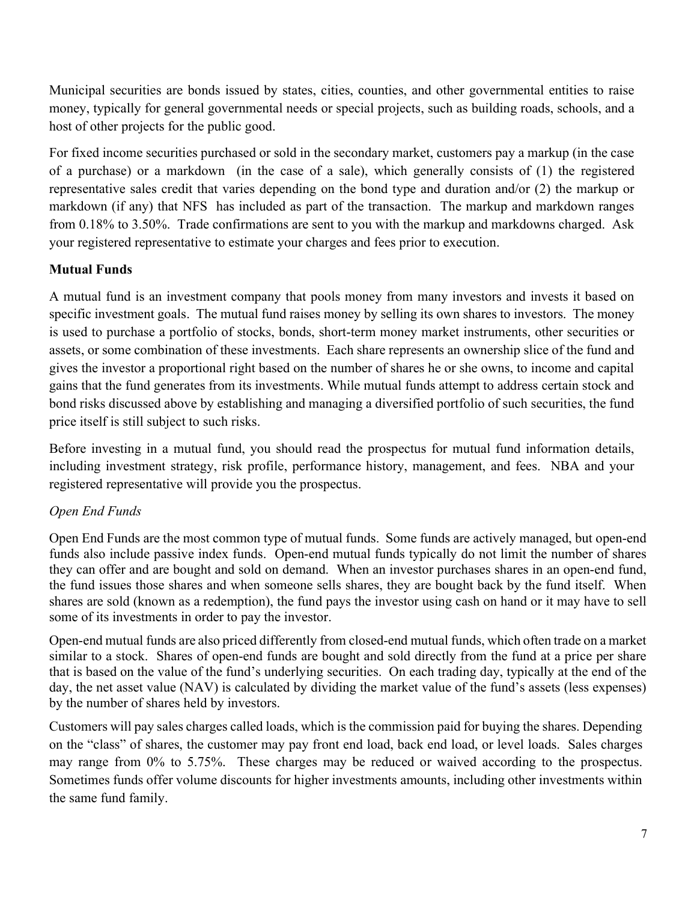Municipal securities are bonds issued by states, cities, counties, and other governmental entities to raise money, typically for general governmental needs or special projects, such as building roads, schools, and a host of other projects for the public good.

For fixed income securities purchased or sold in the secondary market, customers pay a markup (in the case of a purchase) or a markdown (in the case of a sale), which generally consists of (1) the registered representative sales credit that varies depending on the bond type and duration and/or (2) the markup or markdown (if any) that NFS has included as part of the transaction. The markup and markdown ranges from 0.18% to 3.50%. Trade confirmations are sent to you with the markup and markdowns charged. Ask your registered representative to estimate your charges and fees prior to execution.

### Mutual Funds

A mutual fund is an investment company that pools money from many investors and invests it based on specific investment goals. The mutual fund raises money by selling its own shares to investors. The money is used to purchase a portfolio of stocks, bonds, short-term money market instruments, other securities or assets, or some combination of these investments. Each share represents an ownership slice of the fund and gives the investor a proportional right based on the number of shares he or she owns, to income and capital gains that the fund generates from its investments. While mutual funds attempt to address certain stock and bond risks discussed above by establishing and managing a diversified portfolio of such securities, the fund price itself is still subject to such risks.

Before investing in a mutual fund, you should read the prospectus for mutual fund information details, including investment strategy, risk profile, performance history, management, and fees. NBA and your registered representative will provide you the prospectus.

*Open End Funds*

Open End Funds are the most common type of mutual funds. Some funds are actively managed, but open-end funds also include passive index funds. Open-end mutual funds typically do not limit the number of shares they can offer and are bought and sold on demand. When an investor purchases shares in an open-end fund, the fund issues those shares and when someone sells shares, they are bought back by the fund itself. When shares are sold (known as a redemption), the fund pays the investor using cash on hand or it may have to sell some of its investments in order to pay the investor.

Open-end mutual funds are also priced differently from closed-end mutual funds, which often trade on a market similar to a stock. Shares of open-end funds are bought and sold directly from the fund at a price per share that is based on the value of the fund's underlying securities. On each trading day, typically at the end of the day, the net asset value (NAV) is calculated by dividing the market value of the fund's assets (less expenses) by the number of shares held by investors.

Customers will pay sales charges called loads, which is the commission paid for buying the shares. Depending on the "class" of shares, the customer may pay front end load, back end load, or level loads. Sales charges may range from 0% to 5.75%. These charges may be reduced or waived according to the prospectus. Sometimes funds offer volume discounts for higher investments amounts, including other investments within the same fund family.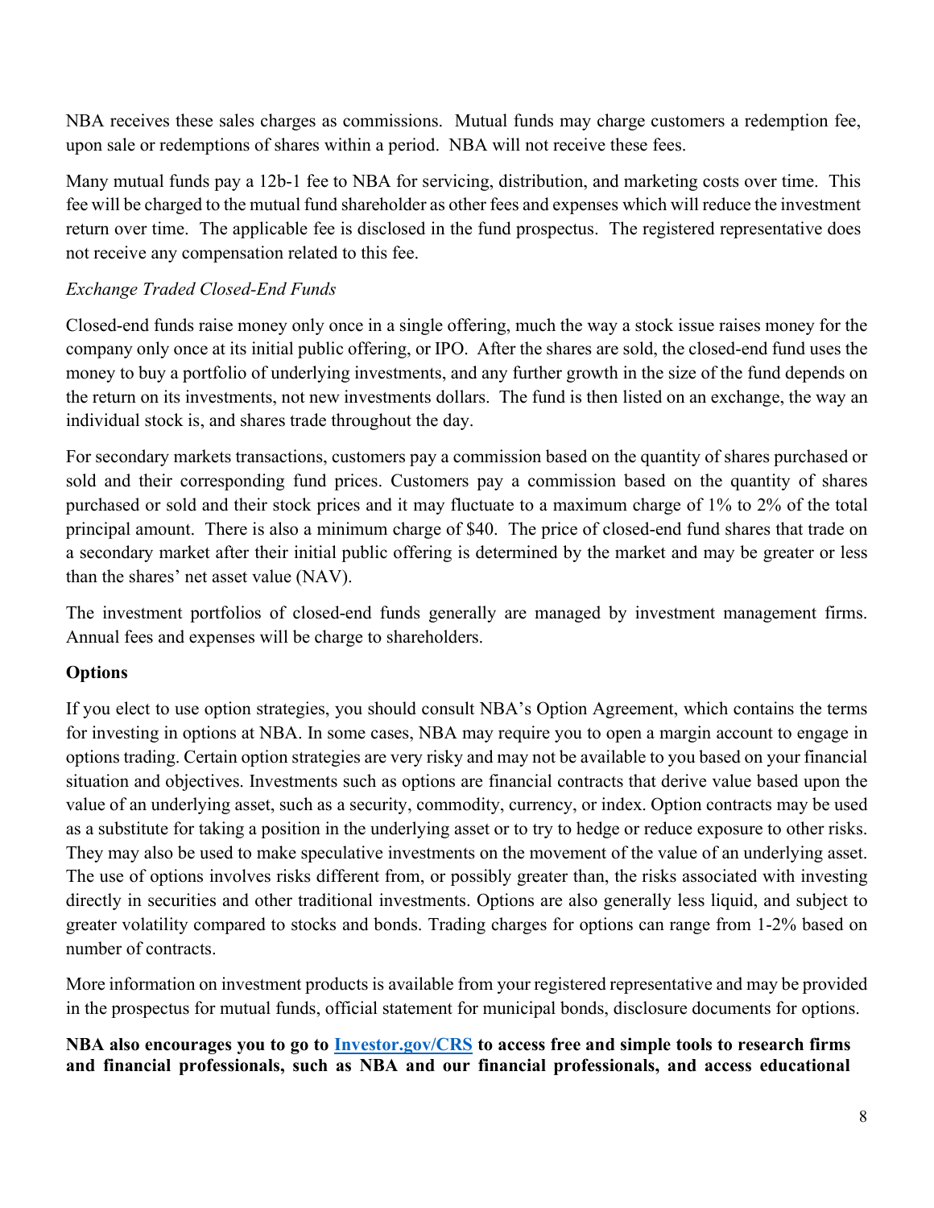NBA receives these sales charges as commissions. Mutual funds may charge customers a redemption fee, upon sale or redemptions of shares within a period. NBA will not receive these fees.

Many mutual funds pay a 12b-1 fee to NBA for servicing, distribution, and marketing costs over time. This fee will be charged to the mutual fund shareholder as other fees and expenses which will reduce the investment return over time. The applicable fee is disclosed in the fund prospectus. The registered representative does not receive any compensation related to this fee.

*Exchange Traded Closed-End Funds*

Closed-end funds raise money only once in a single offering, much the way a stock issue raises money for the company only once at its initial public offering, or IPO. After the shares are sold, the closed-end fund uses the money to buy a portfolio of underlying investments, and any further growth in the size of the fund depends on the return on its investments, not new investments dollars. The fund is then listed on an exchange, the way an individual stock is, and shares trade throughout the day.

For secondary markets transactions, customers pay a commission based on the quantity of shares purchased or sold and their corresponding fund prices. Customers pay a commission based on the quantity of shares purchased or sold and their stock prices and it may fluctuate to a maximum charge of 1% to 2% of the total principal amount. There is also a minimum charge of $40. The price of closed-end fund shares that trade on a secondary market after their initial public offering is determined by the market and may be greater or less than the shares' net asset value (NAV).

The investment portfolios of closed-end funds generally are managed by investment management firms. Annual fees and expenses will be charge to shareholders.

**Options**

If you elect to use option strategies, you should consult NBA's Option Agreement, which contains the terms for investing in options at NBA. In some cases, NBA may require you to open a margin account to engage in options trading. Certain option strategies are very risky and may not be available to you based on your financial situation and objectives. Investments such as options are financial contracts that derive value based upon the value of an underlying asset, such as a security, commodity, currency, or index. Option contracts may be used as a substitute for taking a position in the underlying asset or to try to hedge or reduce exposure to other risks. They may also be used to make speculative investments on the movement of the value of an underlying asset. The use of options involves risks different from, or possibly greater than, the risks associated with investing directly in securities and other traditional investments. Options are also generally less liquid, and subject to greater volatility compared to stocks and bonds. Trading charges for options can range from 1-2% based on number of contracts.

More information on investment products is available from your registered representative and may be provided in the prospectus for mutual funds, official statement for municipal bonds, disclosure documents for options.

**NBA also encourages you to go to [Investor.gov/CRS](https://www.investor.gov/CRS) to access free and simple tools to research firms and financial professionals, such as NBA and our financial professionals, and access educational**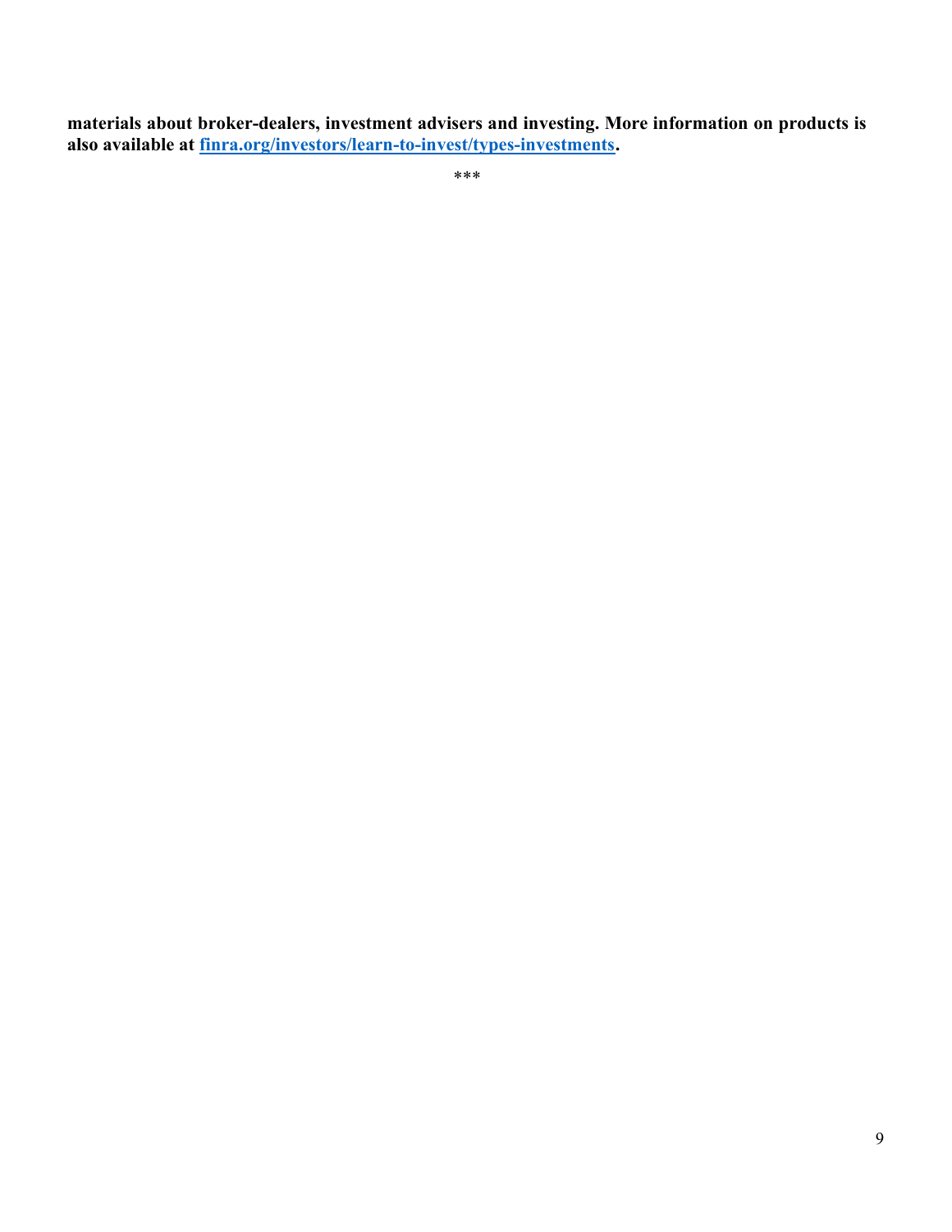**materials about broker-dealers, investment advisers and investing. More information on products is also available at [finra.org/investors/learn-to-invest/types-investments](https://www.finra.org/investors/learn-to-invest/types-investments).**

***